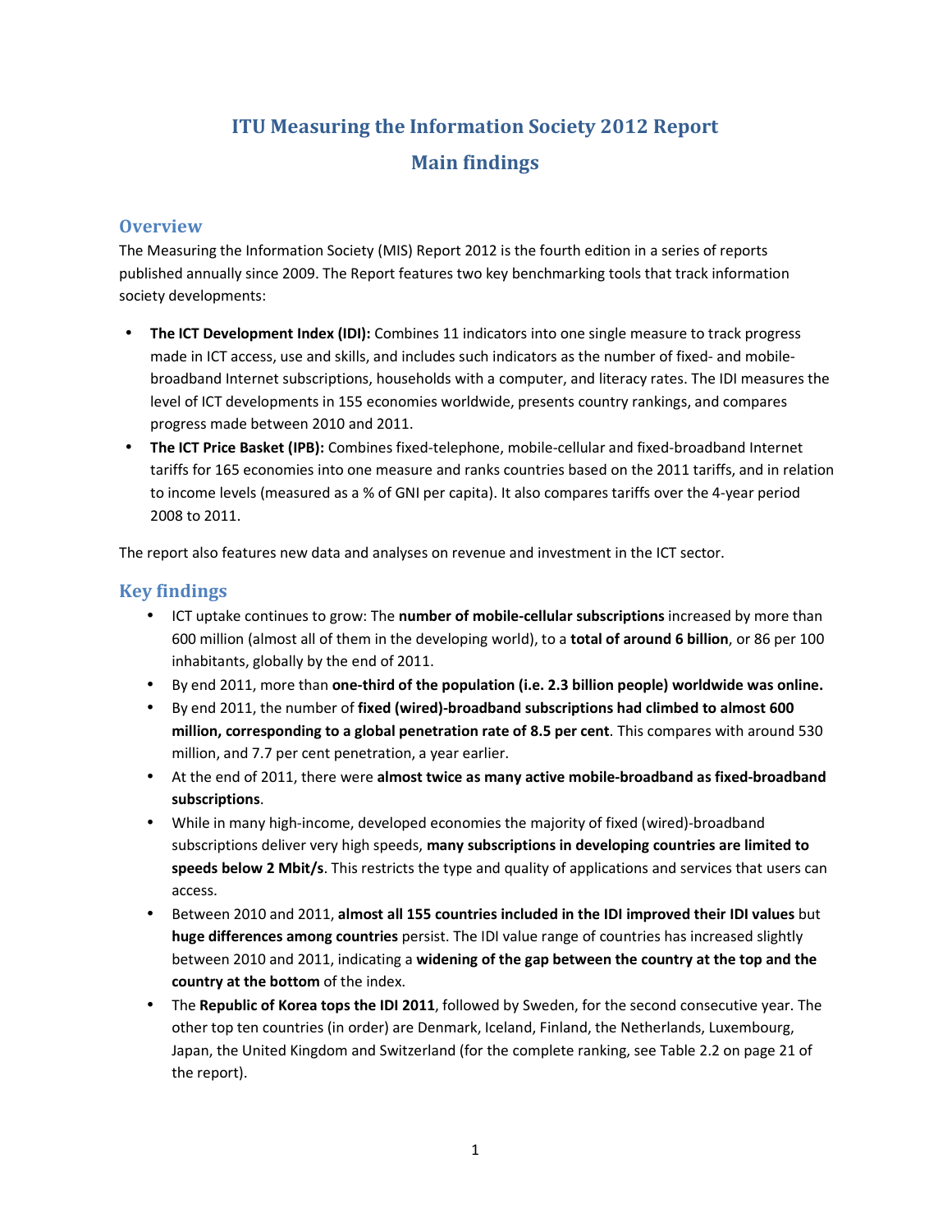# ITU Measuring the Information Society 2012 Report

# Main findings

## Overview

The Measuring the Information Society (MIS) Report 2012 is the fourth edition in a series of reports published annually since 2009. The Report features two key benchmarking tools that track information society developments:

- **The ICT Development Index (IDI):** Combines 11 indicators into one single measure to track progress made in ICT access, use and skills, and includes such indicators as the number of fixed- and mobile-broadband Internet subscriptions, households with a computer, and literacy rates. The IDI measures the level of ICT developments in 155 economies worldwide, presents country rankings, and compares progress made between 2010 and 2011.
- **The ICT Price Basket (IPB):** Combines fixed-telephone, mobile-cellular and fixed-broadband Internet tariffs for 165 economies into one measure and ranks countries based on the 2011 tariffs, and in relation to income levels (measured as a % of GNI per capita). It also compares tariffs over the 4-year period 2008 to 2011.

The report also features new data and analyses on revenue and investment in the ICT sector.

## Key findings

- ICT uptake continues to grow: The **number of mobile-cellular subscriptions** increased by more than 600 million (almost all of them in the developing world), to a **total of around 6 billion**, or 86 per 100 inhabitants, globally by the end of 2011.
- By end 2011, more than **one-third of the population (i.e. 2.3 billion people) worldwide was online.**
- By end 2011, the number of **fixed (wired)-broadband subscriptions had climbed to almost 600 million, corresponding to a global penetration rate of 8.5 per cent**. This compares with around 530 million, and 7.7 per cent penetration, a year earlier.
- At the end of 2011, there were **almost twice as many active mobile-broadband as fixed-broadband subscriptions**.
- While in many high-income, developed economies the majority of fixed (wired)-broadband subscriptions deliver very high speeds, **many subscriptions in developing countries are limited to speeds below 2 Mbit/s**. This restricts the type and quality of applications and services that users can access.
- Between 2010 and 2011, **almost all 155 countries included in the IDI improved their IDI values** but **huge differences among countries** persist. The IDI value range of countries has increased slightly between 2010 and 2011, indicating a **widening of the gap between the country at the top and the country at the bottom** of the index.
- The **Republic of Korea tops the IDI 2011**, followed by Sweden, for the second consecutive year. The other top ten countries (in order) are Denmark, Iceland, Finland, the Netherlands, Luxembourg, Japan, the United Kingdom and Switzerland (for the complete ranking, see Table 2.2 on page 21 of the report).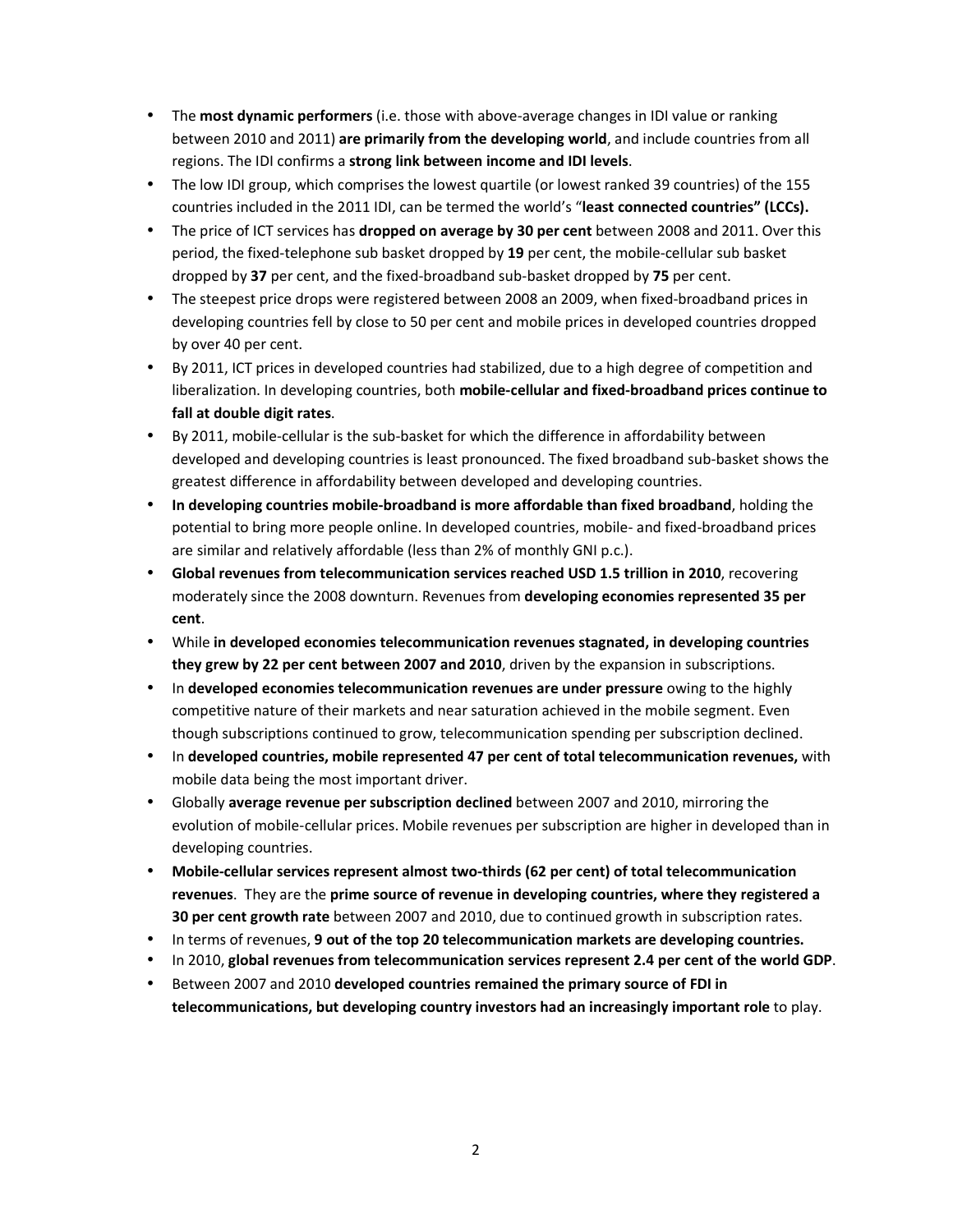- The **most dynamic performers** (i.e. those with above-average changes in IDI value or ranking between 2010 and 2011) **are primarily from the developing world**, and include countries from all regions. The IDI confirms a **strong link between income and IDI levels**.
- The low IDI group, which comprises the lowest quartile (or lowest ranked 39 countries) of the 155 countries included in the 2011 IDI, can be termed the world's "**least connected countries" (LCCs).**
- The price of ICT services has **dropped on average by 30 per cent** between 2008 and 2011. Over this period, the fixed-telephone sub basket dropped by **19** per cent, the mobile-cellular sub basket dropped by **37** per cent, and the fixed-broadband sub-basket dropped by **75** per cent.
- The steepest price drops were registered between 2008 an 2009, when fixed-broadband prices in developing countries fell by close to 50 per cent and mobile prices in developed countries dropped by over 40 per cent.
- By 2011, ICT prices in developed countries had stabilized, due to a high degree of competition and liberalization. In developing countries, both **mobile-cellular and fixed-broadband prices continue to fall at double digit rates**.
- By 2011, mobile-cellular is the sub-basket for which the difference in affordability between developed and developing countries is least pronounced. The fixed broadband sub-basket shows the greatest difference in affordability between developed and developing countries.
- **In developing countries mobile-broadband is more affordable than fixed broadband**, holding the potential to bring more people online. In developed countries, mobile- and fixed-broadband prices are similar and relatively affordable (less than 2% of monthly GNI p.c.).
- **Global revenues from telecommunication services reached USD 1.5 trillion in 2010**, recovering moderately since the 2008 downturn. Revenues from **developing economies represented 35 per cent**.
- While **in developed economies telecommunication revenues stagnated, in developing countries they grew by 22 per cent between 2007 and 2010**, driven by the expansion in subscriptions.
- In **developed economies telecommunication revenues are under pressure** owing to the highly competitive nature of their markets and near saturation achieved in the mobile segment. Even though subscriptions continued to grow, telecommunication spending per subscription declined.
- In **developed countries, mobile represented 47 per cent of total telecommunication revenues,** with mobile data being the most important driver.
- Globally **average revenue per subscription declined** between 2007 and 2010, mirroring the evolution of mobile-cellular prices. Mobile revenues per subscription are higher in developed than in developing countries.
- **Mobile-cellular services represent almost two-thirds (62 per cent) of total telecommunication revenues**. They are the **prime source of revenue in developing countries, where they registered a 30 per cent growth rate** between 2007 and 2010, due to continued growth in subscription rates.
- In terms of revenues, **9 out of the top 20 telecommunication markets are developing countries.**
- In 2010, **global revenues from telecommunication services represent 2.4 per cent of the world GDP**.
- Between 2007 and 2010 **developed countries remained the primary source of FDI in telecommunications, but developing country investors had an increasingly important role** to play.